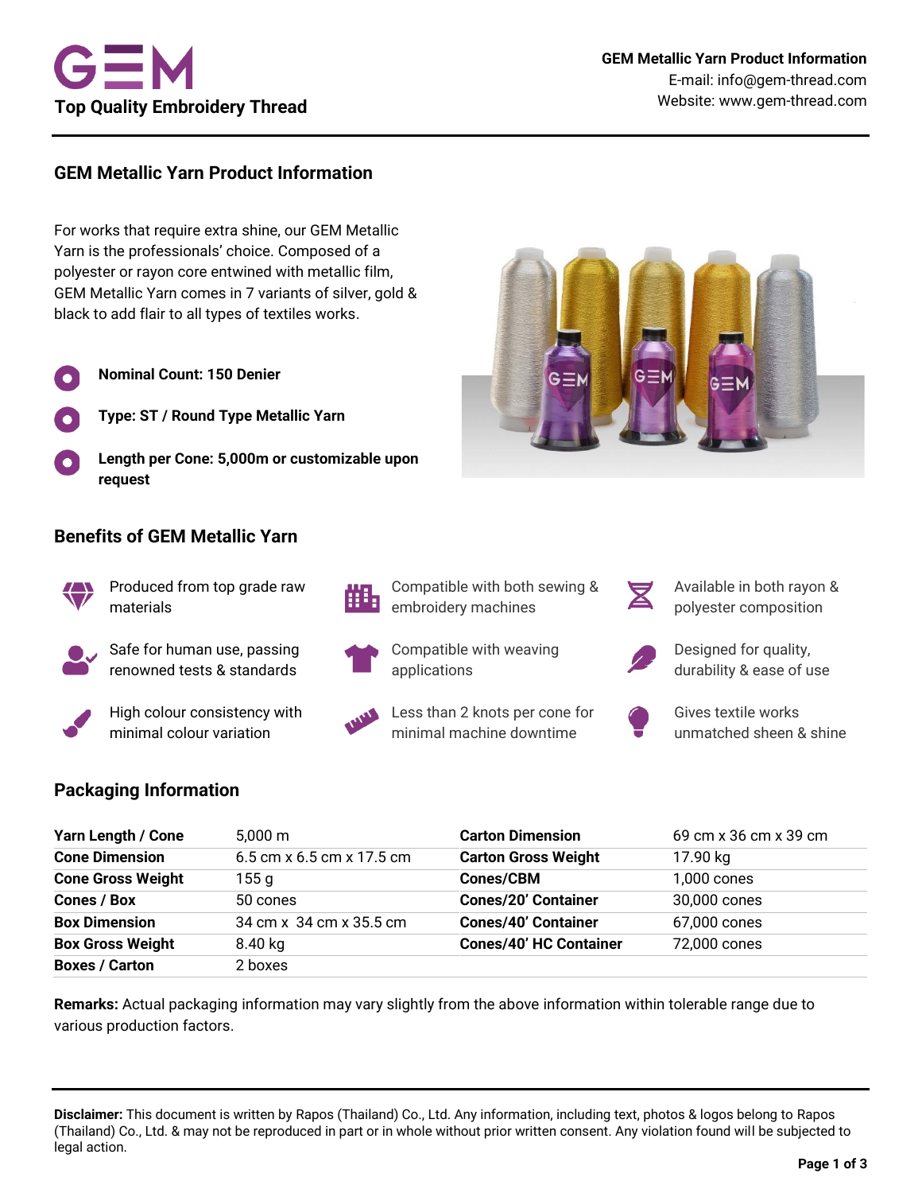# GEM

**Top Quality Embroidery Thread**

**GEM Metallic Yarn Product Information**
E-mail: info@gem-thread.com
Website: www.gem-thread.com

## GEM Metallic Yarn Product Information

For works that require extra shine, our GEM Metallic Yarn is the professionals' choice. Composed of a polyester or rayon core entwined with metallic film, GEM Metallic Yarn comes in 7 variants of silver, gold & black to add flair to all types of textiles works.

- **Nominal Count: 150 Denier**
- **Type: ST / Round Type Metallic Yarn**
- **Length per Cone: 5,000m or customizable upon request**

## Benefits of GEM Metallic Yarn

- Produced from top grade raw materials
- Compatible with both sewing & embroidery machines
- Available in both rayon & polyester composition
- Safe for human use, passing renowned tests & standards
- Compatible with weaving applications
- Designed for quality, durability & ease of use
- High colour consistency with minimal colour variation
- Less than 2 knots per cone for minimal machine downtime
- Gives textile works unmatched sheen & shine

## Packaging Information

| | | | |
|---|---|---|---|
| **Yarn Length / Cone** | 5,000 m | **Carton Dimension** | 69 cm x 36 cm x 39 cm |
| **Cone Dimension** | 6.5 cm x 6.5 cm x 17.5 cm | **Carton Gross Weight** | 17.90 kg |
| **Cone Gross Weight** | 155 g | **Cones/CBM** | 1,000 cones |
| **Cones / Box** | 50 cones | **Cones/20' Container** | 30,000 cones |
| **Box Dimension** | 34 cm x 34 cm x 35.5 cm | **Cones/40' Container** | 67,000 cones |
| **Box Gross Weight** | 8.40 kg | **Cones/40' HC Container** | 72,000 cones |
| **Boxes / Carton** | 2 boxes | | |

**Remarks:** Actual packaging information may vary slightly from the above information within tolerable range due to various production factors.

**Disclaimer:** This document is written by Rapos (Thailand) Co., Ltd. Any information, including text, photos & logos belong to Rapos (Thailand) Co., Ltd. & may not be reproduced in part or in whole without prior written consent. Any violation found will be subjected to legal action.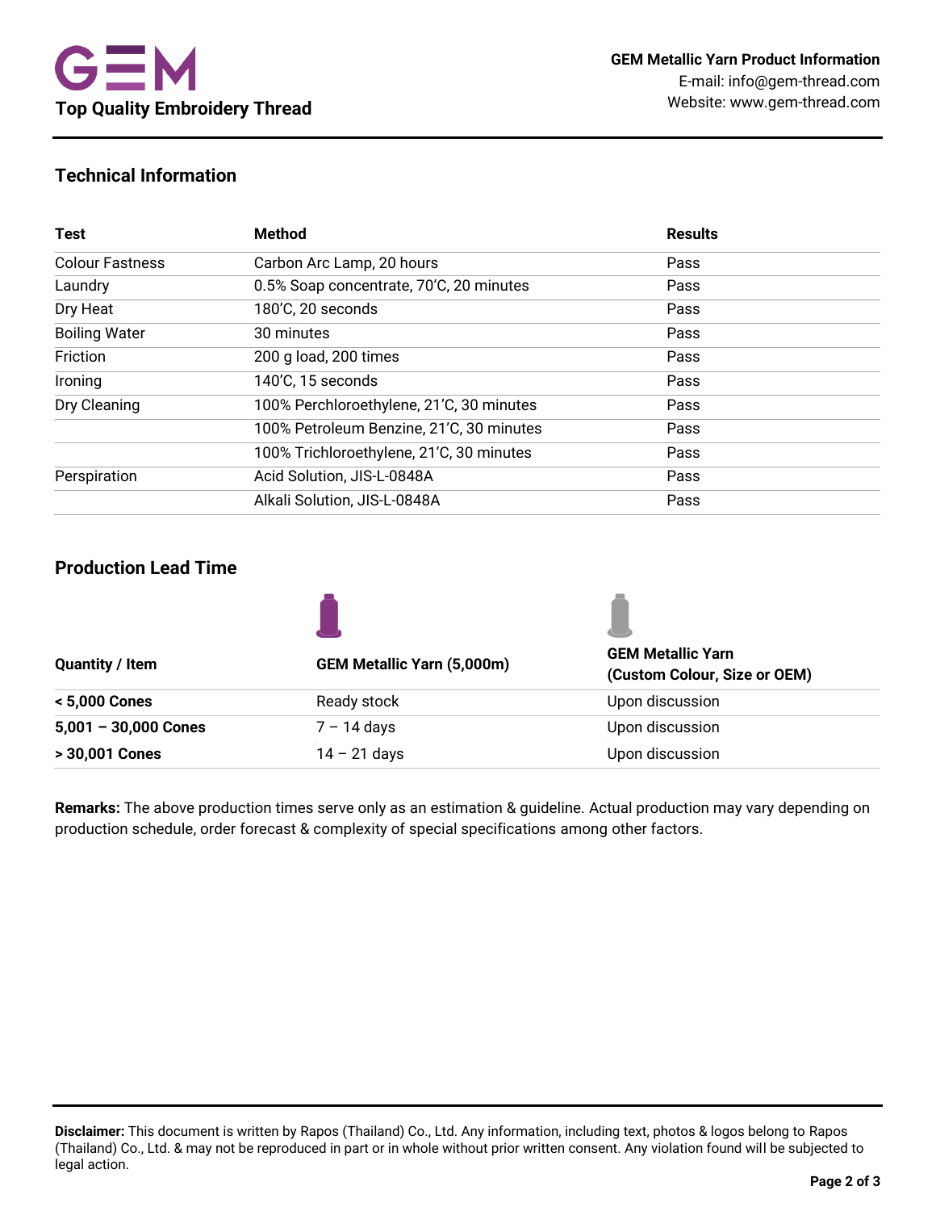## Technical Information

| Test | Method | Results |
|---|---|---|
| Colour Fastness | Carbon Arc Lamp, 20 hours | Pass |
| Laundry | 0.5% Soap concentrate, 70'C, 20 minutes | Pass |
| Dry Heat | 180'C, 20 seconds | Pass |
| Boiling Water | 30 minutes | Pass |
| Friction | 200 g load, 200 times | Pass |
| Ironing | 140'C, 15 seconds | Pass |
| Dry Cleaning | 100% Perchloroethylene, 21'C, 30 minutes | Pass |
| | 100% Petroleum Benzine, 21'C, 30 minutes | Pass |
| | 100% Trichloroethylene, 21'C, 30 minutes | Pass |
| Perspiration | Acid Solution, JIS-L-0848A | Pass |
| | Alkali Solution, JIS-L-0848A | Pass |

## Production Lead Time

| **Quantity / Item** | **GEM Metallic Yarn (5,000m)** | **GEM Metallic Yarn (Custom Colour, Size or OEM)** |
|---|---|---|
| **< 5,000 Cones** | Ready stock | Upon discussion |
| **5,001 – 30,000 Cones** | 7 – 14 days | Upon discussion |
| **> 30,001 Cones** | 14 – 21 days | Upon discussion |

**Remarks:** The above production times serve only as an estimation & guideline. Actual production may vary depending on production schedule, order forecast & complexity of special specifications among other factors.

**Disclaimer:** This document is written by Rapos (Thailand) Co., Ltd. Any information, including text, photos & logos belong to Rapos (Thailand) Co., Ltd. & may not be reproduced in part or in whole without prior written consent. Any violation found will be subjected to legal action.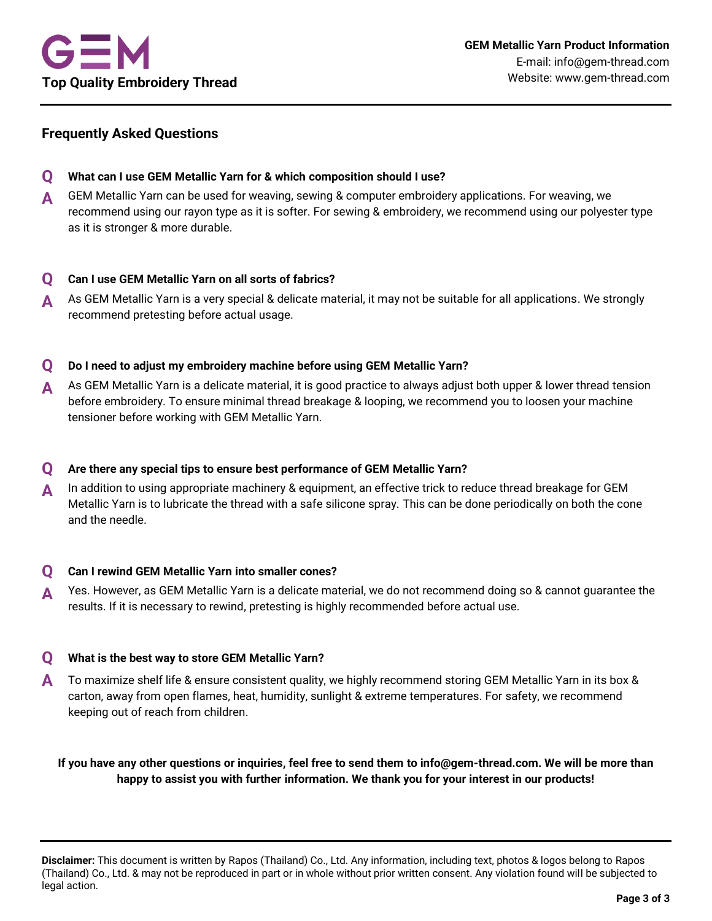## Frequently Asked Questions

**Q What can I use GEM Metallic Yarn for & which composition should I use?**

**A** GEM Metallic Yarn can be used for weaving, sewing & computer embroidery applications. For weaving, we recommend using our rayon type as it is softer. For sewing & embroidery, we recommend using our polyester type as it is stronger & more durable.

**Q Can I use GEM Metallic Yarn on all sorts of fabrics?**

**A** As GEM Metallic Yarn is a very special & delicate material, it may not be suitable for all applications. We strongly recommend pretesting before actual usage.

**Q Do I need to adjust my embroidery machine before using GEM Metallic Yarn?**

**A** As GEM Metallic Yarn is a delicate material, it is good practice to always adjust both upper & lower thread tension before embroidery. To ensure minimal thread breakage & looping, we recommend you to loosen your machine tensioner before working with GEM Metallic Yarn.

**Q Are there any special tips to ensure best performance of GEM Metallic Yarn?**

**A** In addition to using appropriate machinery & equipment, an effective trick to reduce thread breakage for GEM Metallic Yarn is to lubricate the thread with a safe silicone spray. This can be done periodically on both the cone and the needle.

**Q Can I rewind GEM Metallic Yarn into smaller cones?**

**A** Yes. However, as GEM Metallic Yarn is a delicate material, we do not recommend doing so & cannot guarantee the results. If it is necessary to rewind, pretesting is highly recommended before actual use.

**Q What is the best way to store GEM Metallic Yarn?**

**A** To maximize shelf life & ensure consistent quality, we highly recommend storing GEM Metallic Yarn in its box & carton, away from open flames, heat, humidity, sunlight & extreme temperatures. For safety, we recommend keeping out of reach from children.

**If you have any other questions or inquiries, feel free to send them to info@gem-thread.com. We will be more than happy to assist you with further information. We thank you for your interest in our products!**

**Disclaimer:** This document is written by Rapos (Thailand) Co., Ltd. Any information, including text, photos & logos belong to Rapos (Thailand) Co., Ltd. & may not be reproduced in part or in whole without prior written consent. Any violation found will be subjected to legal action.